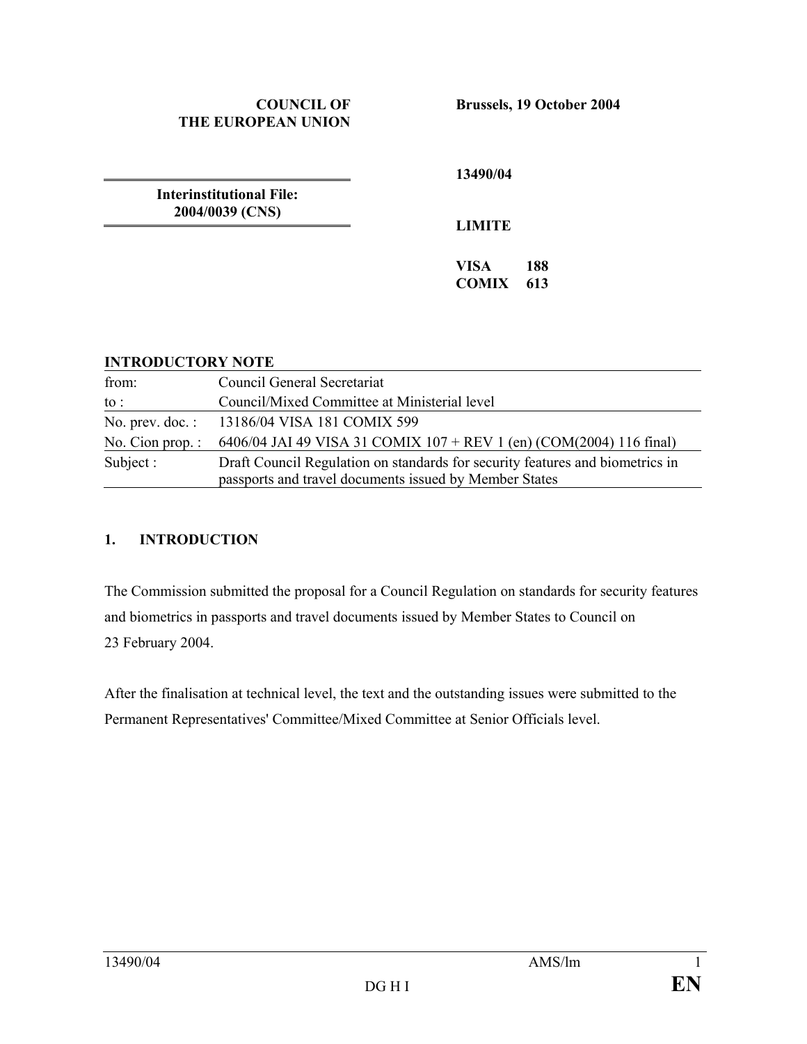**COUNCIL OF THE EUROPEAN UNION**

**Brussels, 19 October 2004**

**Interinstitutional File: 2004/0039 (CNS)**

**13490/04**

**LIMITE**

**VISA 188**
**COMIX 613**

**INTRODUCTORY NOTE**

| | |
|---|---|
| from: | Council General Secretariat |
| to : | Council/Mixed Committee at Ministerial level |
| No. prev. doc. : | 13186/04 VISA 181 COMIX 599 |
| No. Cion prop. : | 6406/04 JAI 49 VISA 31 COMIX 107 + REV 1 (en) (COM(2004) 116 final) |
| Subject : | Draft Council Regulation on standards for security features and biometrics in passports and travel documents issued by Member States |

## 1. INTRODUCTION

The Commission submitted the proposal for a Council Regulation on standards for security features and biometrics in passports and travel documents issued by Member States to Council on 23 February 2004.

After the finalisation at technical level, the text and the outstanding issues were submitted to the Permanent Representatives' Committee/Mixed Committee at Senior Officials level.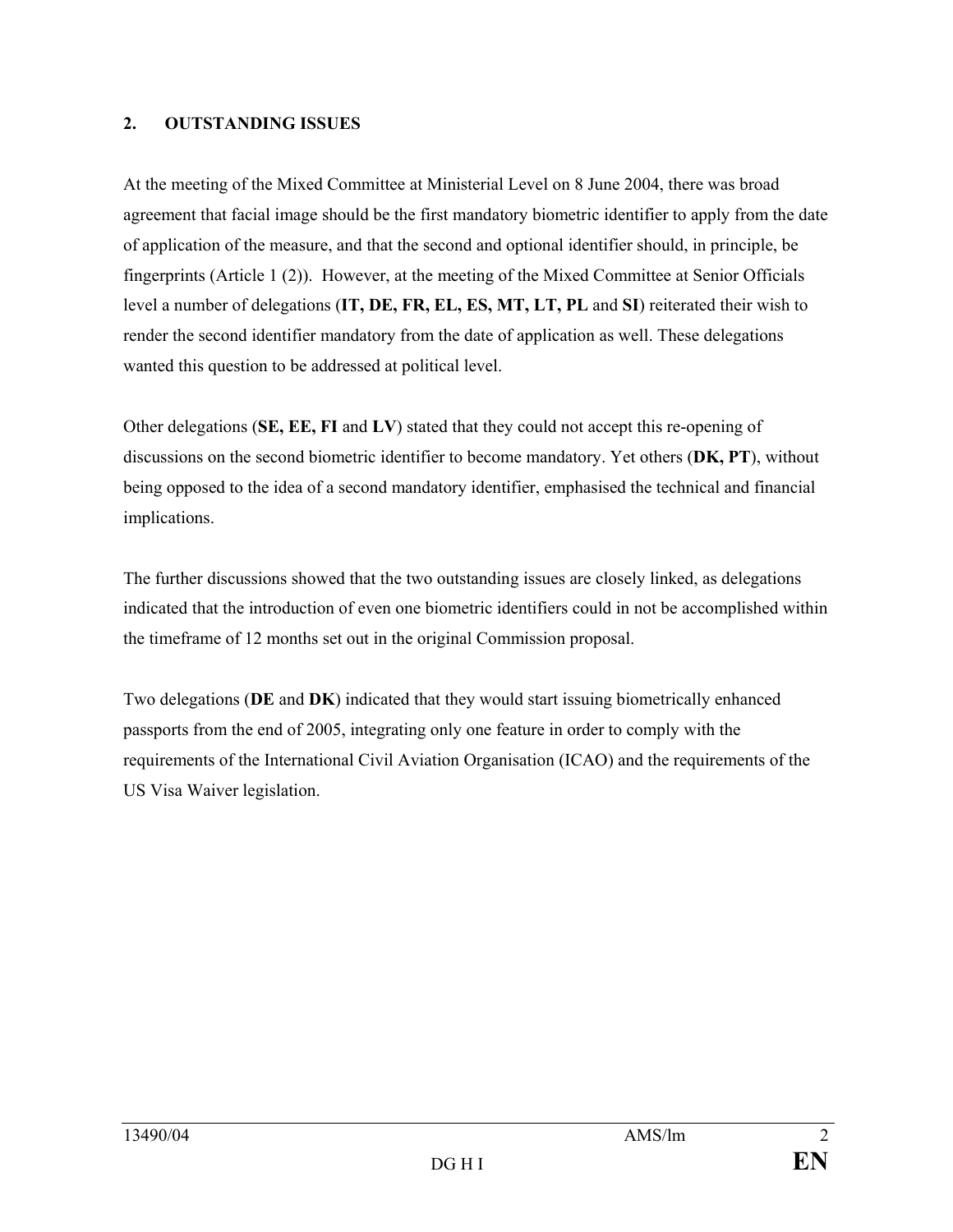## 2. OUTSTANDING ISSUES

At the meeting of the Mixed Committee at Ministerial Level on 8 June 2004, there was broad agreement that facial image should be the first mandatory biometric identifier to apply from the date of application of the measure, and that the second and optional identifier should, in principle, be fingerprints (Article 1 (2)). However, at the meeting of the Mixed Committee at Senior Officials level a number of delegations (**IT, DE, FR, EL, ES, MT, LT, PL** and **SI**) reiterated their wish to render the second identifier mandatory from the date of application as well. These delegations wanted this question to be addressed at political level.

Other delegations (**SE, EE, FI** and **LV**) stated that they could not accept this re-opening of discussions on the second biometric identifier to become mandatory. Yet others (**DK, PT**), without being opposed to the idea of a second mandatory identifier, emphasised the technical and financial implications.

The further discussions showed that the two outstanding issues are closely linked, as delegations indicated that the introduction of even one biometric identifiers could in not be accomplished within the timeframe of 12 months set out in the original Commission proposal.

Two delegations (**DE** and **DK**) indicated that they would start issuing biometrically enhanced passports from the end of 2005, integrating only one feature in order to comply with the requirements of the International Civil Aviation Organisation (ICAO) and the requirements of the US Visa Waiver legislation.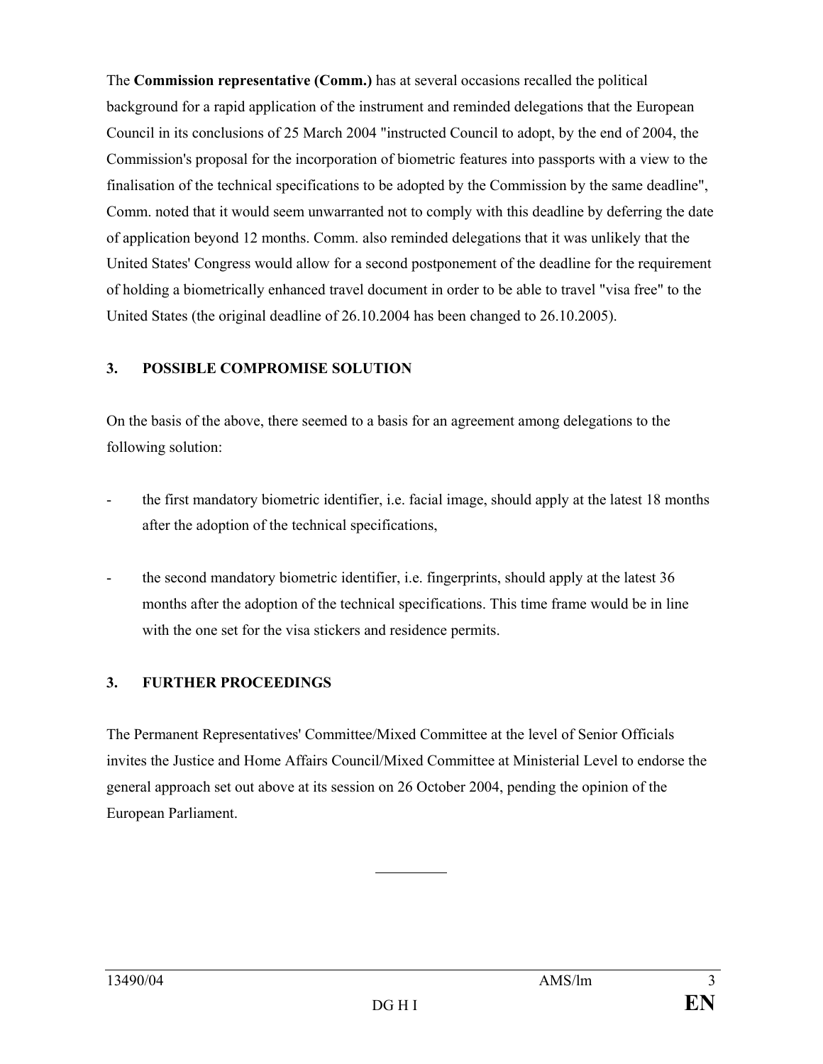The **Commission representative (Comm.)** has at several occasions recalled the political background for a rapid application of the instrument and reminded delegations that the European Council in its conclusions of 25 March 2004 "instructed Council to adopt, by the end of 2004, the Commission's proposal for the incorporation of biometric features into passports with a view to the finalisation of the technical specifications to be adopted by the Commission by the same deadline", Comm. noted that it would seem unwarranted not to comply with this deadline by deferring the date of application beyond 12 months. Comm. also reminded delegations that it was unlikely that the United States' Congress would allow for a second postponement of the deadline for the requirement of holding a biometrically enhanced travel document in order to be able to travel "visa free" to the United States (the original deadline of 26.10.2004 has been changed to 26.10.2005).

## 3. POSSIBLE COMPROMISE SOLUTION

On the basis of the above, there seemed to a basis for an agreement among delegations to the following solution:

- the first mandatory biometric identifier, i.e. facial image, should apply at the latest 18 months after the adoption of the technical specifications,
- the second mandatory biometric identifier, i.e. fingerprints, should apply at the latest 36 months after the adoption of the technical specifications. This time frame would be in line with the one set for the visa stickers and residence permits.

## 3. FURTHER PROCEEDINGS

The Permanent Representatives' Committee/Mixed Committee at the level of Senior Officials invites the Justice and Home Affairs Council/Mixed Committee at Ministerial Level to endorse the general approach set out above at its session on 26 October 2004, pending the opinion of the European Parliament.

---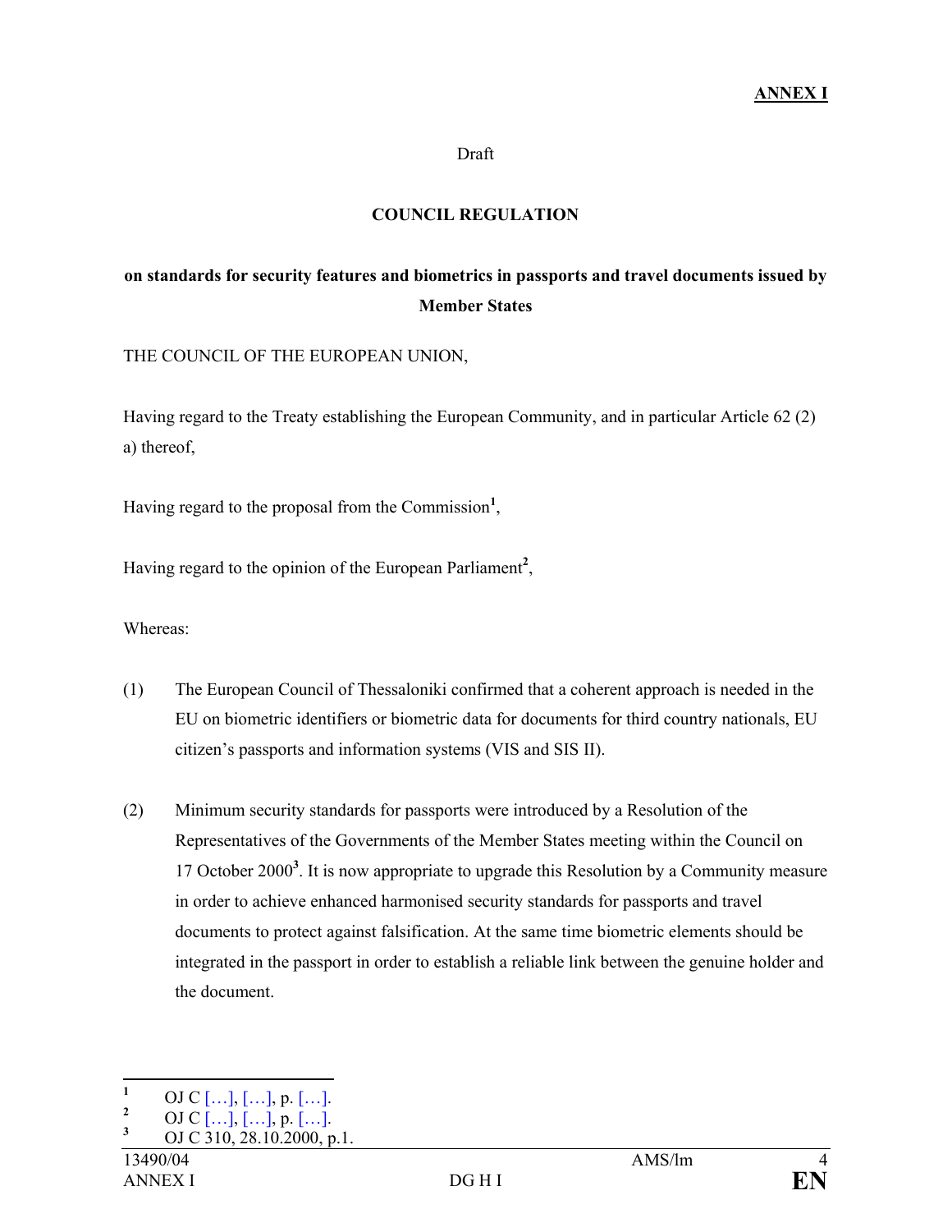**ANNEX I**

Draft

**COUNCIL REGULATION**

**on standards for security features and biometrics in passports and travel documents issued by Member States**

THE COUNCIL OF THE EUROPEAN UNION,

Having regard to the Treaty establishing the European Community, and in particular Article 62 (2) a) thereof,

Having regard to the proposal from the Commission[1],

Having regard to the opinion of the European Parliament[2],

Whereas:

(1) The European Council of Thessaloniki confirmed that a coherent approach is needed in the EU on biometric identifiers or biometric data for documents for third country nationals, EU citizen's passports and information systems (VIS and SIS II).

(2) Minimum security standards for passports were introduced by a Resolution of the Representatives of the Governments of the Member States meeting within the Council on 17 October 2000[3]. It is now appropriate to upgrade this Resolution by a Community measure in order to achieve enhanced harmonised security standards for passports and travel documents to protect against falsification. At the same time biometric elements should be integrated in the passport in order to establish a reliable link between the genuine holder and the document.

---

[1] OJ C […], […], p. […].

[2] OJ C […], […], p. […].

[3] OJ C 310, 28.10.2000, p.1.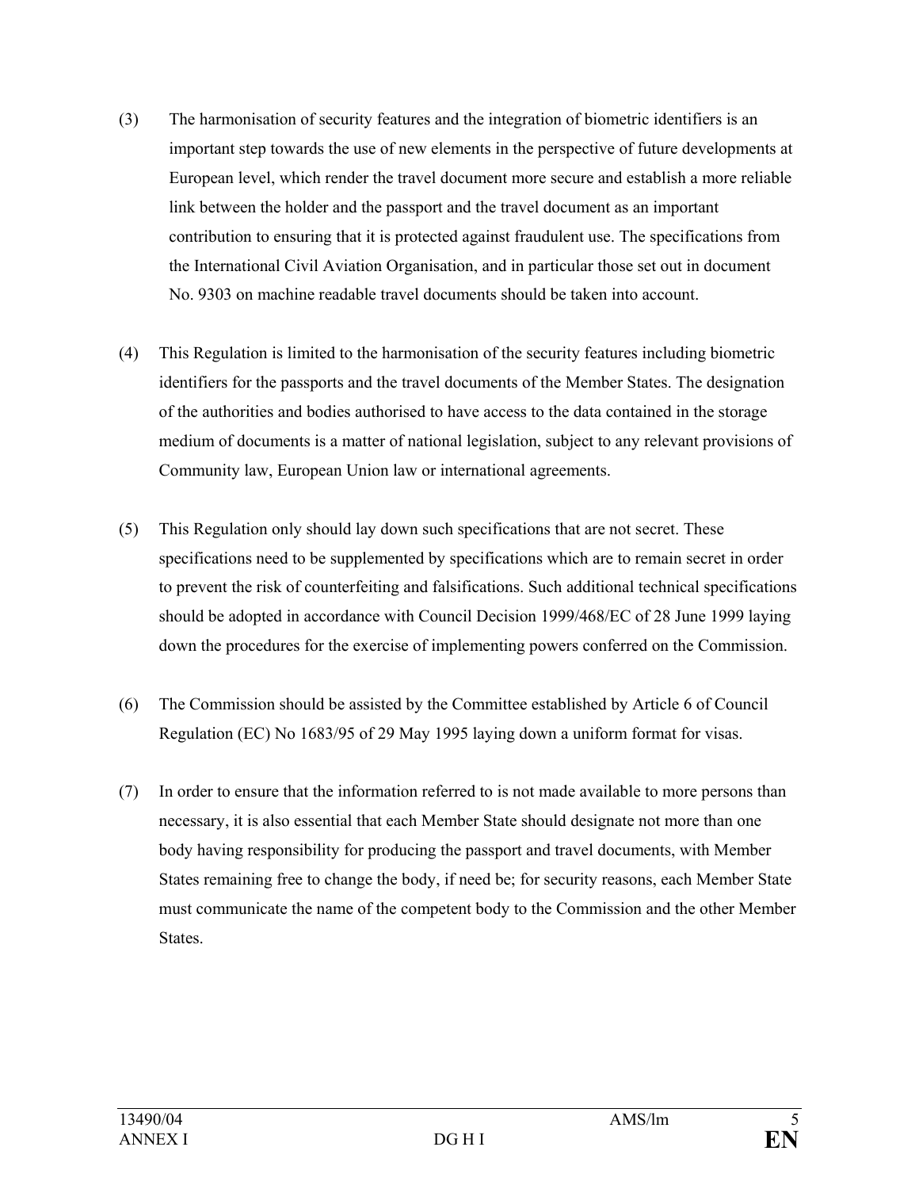(3) The harmonisation of security features and the integration of biometric identifiers is an important step towards the use of new elements in the perspective of future developments at European level, which render the travel document more secure and establish a more reliable link between the holder and the passport and the travel document as an important contribution to ensuring that it is protected against fraudulent use. The specifications from the International Civil Aviation Organisation, and in particular those set out in document No. 9303 on machine readable travel documents should be taken into account.

(4) This Regulation is limited to the harmonisation of the security features including biometric identifiers for the passports and the travel documents of the Member States. The designation of the authorities and bodies authorised to have access to the data contained in the storage medium of documents is a matter of national legislation, subject to any relevant provisions of Community law, European Union law or international agreements.

(5) This Regulation only should lay down such specifications that are not secret. These specifications need to be supplemented by specifications which are to remain secret in order to prevent the risk of counterfeiting and falsifications. Such additional technical specifications should be adopted in accordance with Council Decision 1999/468/EC of 28 June 1999 laying down the procedures for the exercise of implementing powers conferred on the Commission.

(6) The Commission should be assisted by the Committee established by Article 6 of Council Regulation (EC) No 1683/95 of 29 May 1995 laying down a uniform format for visas.

(7) In order to ensure that the information referred to is not made available to more persons than necessary, it is also essential that each Member State should designate not more than one body having responsibility for producing the passport and travel documents, with Member States remaining free to change the body, if need be; for security reasons, each Member State must communicate the name of the competent body to the Commission and the other Member States.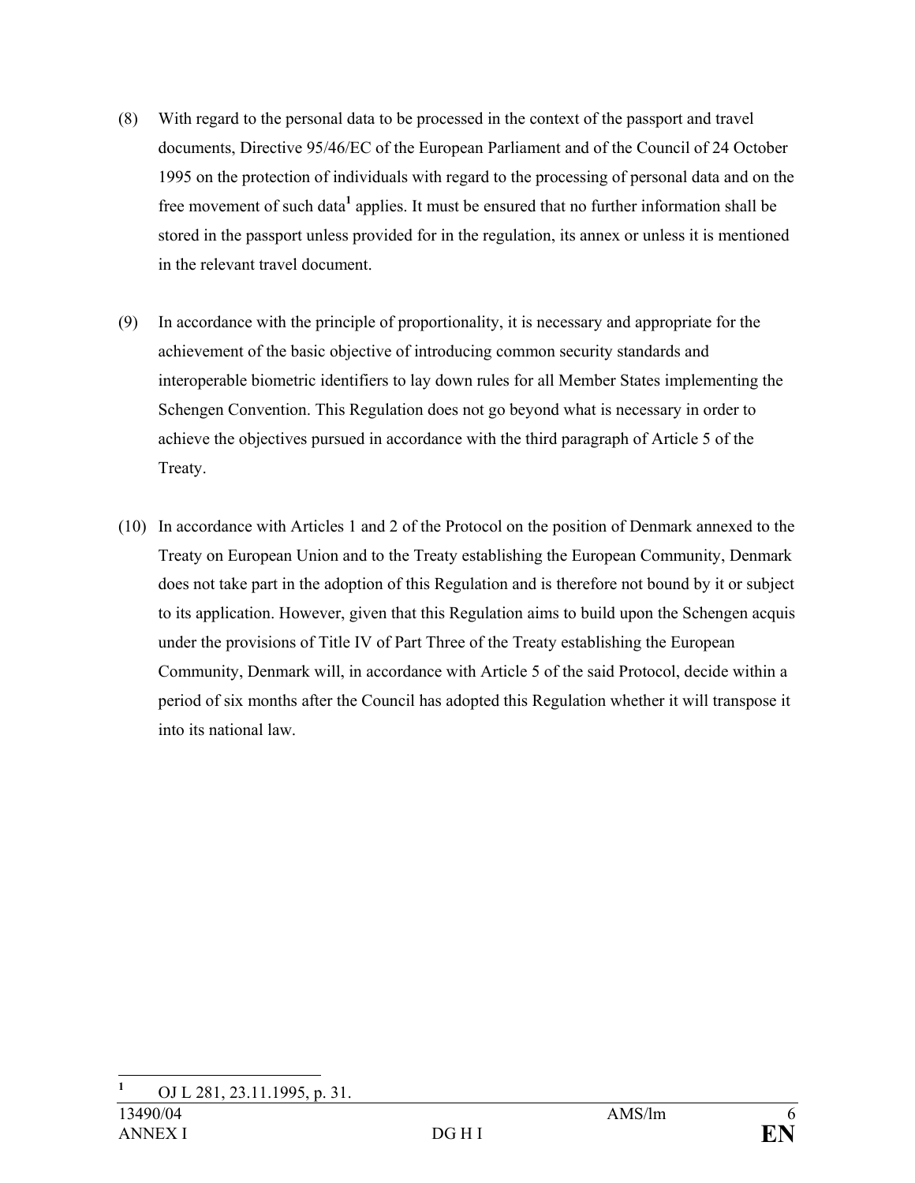(8) With regard to the personal data to be processed in the context of the passport and travel documents, Directive 95/46/EC of the European Parliament and of the Council of 24 October 1995 on the protection of individuals with regard to the processing of personal data and on the free movement of such data[1] applies. It must be ensured that no further information shall be stored in the passport unless provided for in the regulation, its annex or unless it is mentioned in the relevant travel document.

(9) In accordance with the principle of proportionality, it is necessary and appropriate for the achievement of the basic objective of introducing common security standards and interoperable biometric identifiers to lay down rules for all Member States implementing the Schengen Convention. This Regulation does not go beyond what is necessary in order to achieve the objectives pursued in accordance with the third paragraph of Article 5 of the Treaty.

(10) In accordance with Articles 1 and 2 of the Protocol on the position of Denmark annexed to the Treaty on European Union and to the Treaty establishing the European Community, Denmark does not take part in the adoption of this Regulation and is therefore not bound by it or subject to its application. However, given that this Regulation aims to build upon the Schengen acquis under the provisions of Title IV of Part Three of the Treaty establishing the European Community, Denmark will, in accordance with Article 5 of the said Protocol, decide within a period of six months after the Council has adopted this Regulation whether it will transpose it into its national law.

[1] OJ L 281, 23.11.1995, p. 31.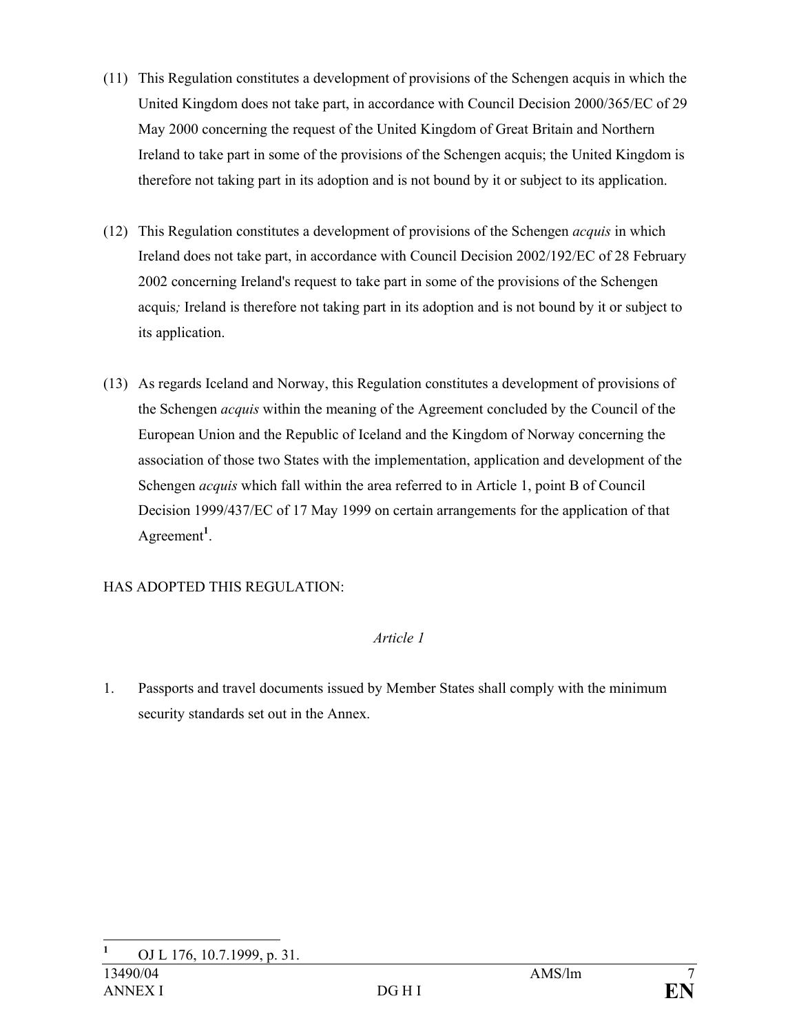(11) This Regulation constitutes a development of provisions of the Schengen acquis in which the United Kingdom does not take part, in accordance with Council Decision 2000/365/EC of 29 May 2000 concerning the request of the United Kingdom of Great Britain and Northern Ireland to take part in some of the provisions of the Schengen acquis; the United Kingdom is therefore not taking part in its adoption and is not bound by it or subject to its application.

(12) This Regulation constitutes a development of provisions of the Schengen *acquis* in which Ireland does not take part, in accordance with Council Decision 2002/192/EC of 28 February 2002 concerning Ireland's request to take part in some of the provisions of the Schengen acquis*;* Ireland is therefore not taking part in its adoption and is not bound by it or subject to its application.

(13) As regards Iceland and Norway, this Regulation constitutes a development of provisions of the Schengen *acquis* within the meaning of the Agreement concluded by the Council of the European Union and the Republic of Iceland and the Kingdom of Norway concerning the association of those two States with the implementation, application and development of the Schengen *acquis* which fall within the area referred to in Article 1, point B of Council Decision 1999/437/EC of 17 May 1999 on certain arrangements for the application of that Agreement[1].

HAS ADOPTED THIS REGULATION:

*Article 1*

1. Passports and travel documents issued by Member States shall comply with the minimum security standards set out in the Annex.

[1] OJ L 176, 10.7.1999, p. 31.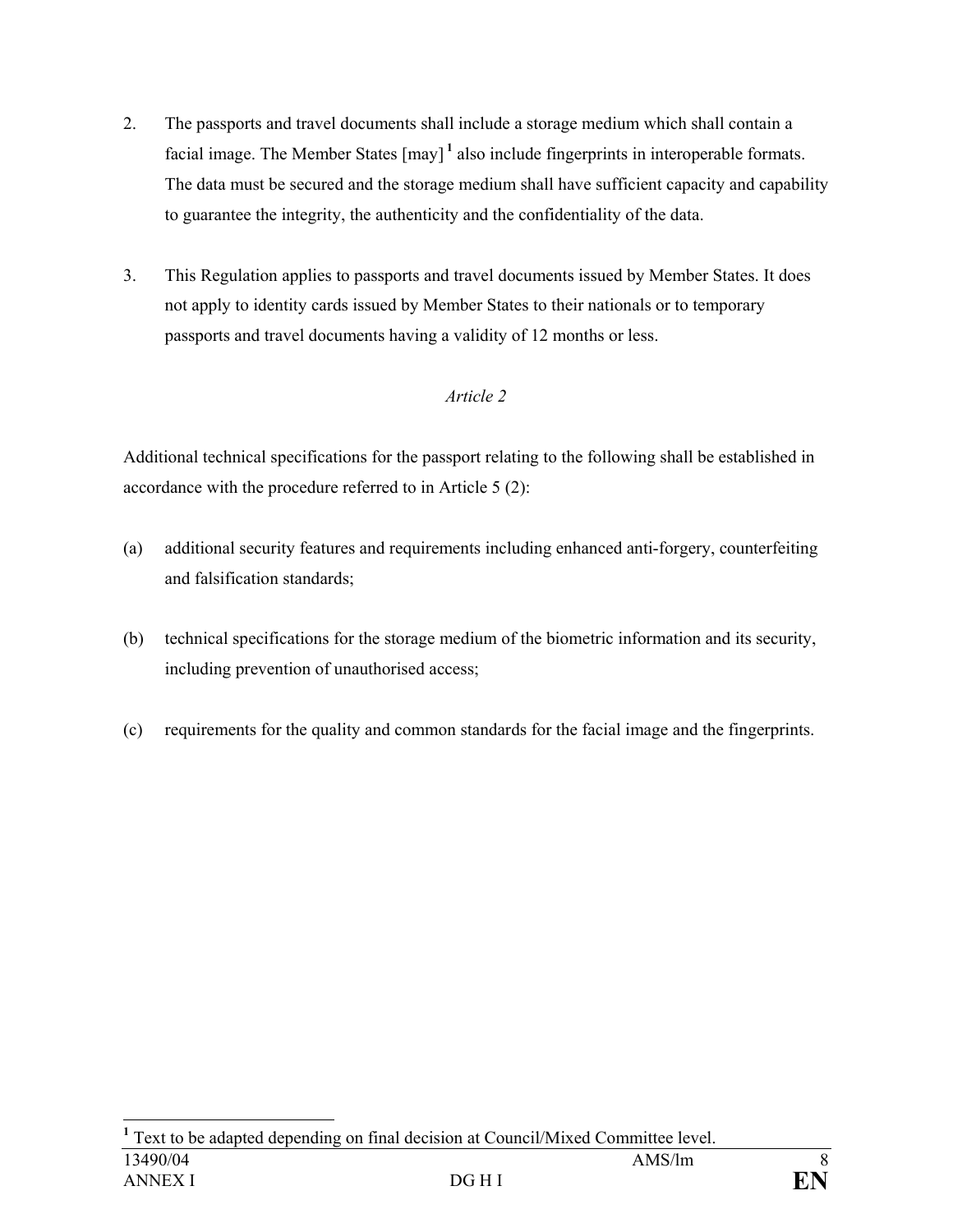2. The passports and travel documents shall include a storage medium which shall contain a facial image. The Member States [may] [1] also include fingerprints in interoperable formats. The data must be secured and the storage medium shall have sufficient capacity and capability to guarantee the integrity, the authenticity and the confidentiality of the data.

3. This Regulation applies to passports and travel documents issued by Member States. It does not apply to identity cards issued by Member States to their nationals or to temporary passports and travel documents having a validity of 12 months or less.

*Article 2*

Additional technical specifications for the passport relating to the following shall be established in accordance with the procedure referred to in Article 5 (2):

(a) additional security features and requirements including enhanced anti-forgery, counterfeiting and falsification standards;

(b) technical specifications for the storage medium of the biometric information and its security, including prevention of unauthorised access;

(c) requirements for the quality and common standards for the facial image and the fingerprints.

[1] Text to be adapted depending on final decision at Council/Mixed Committee level.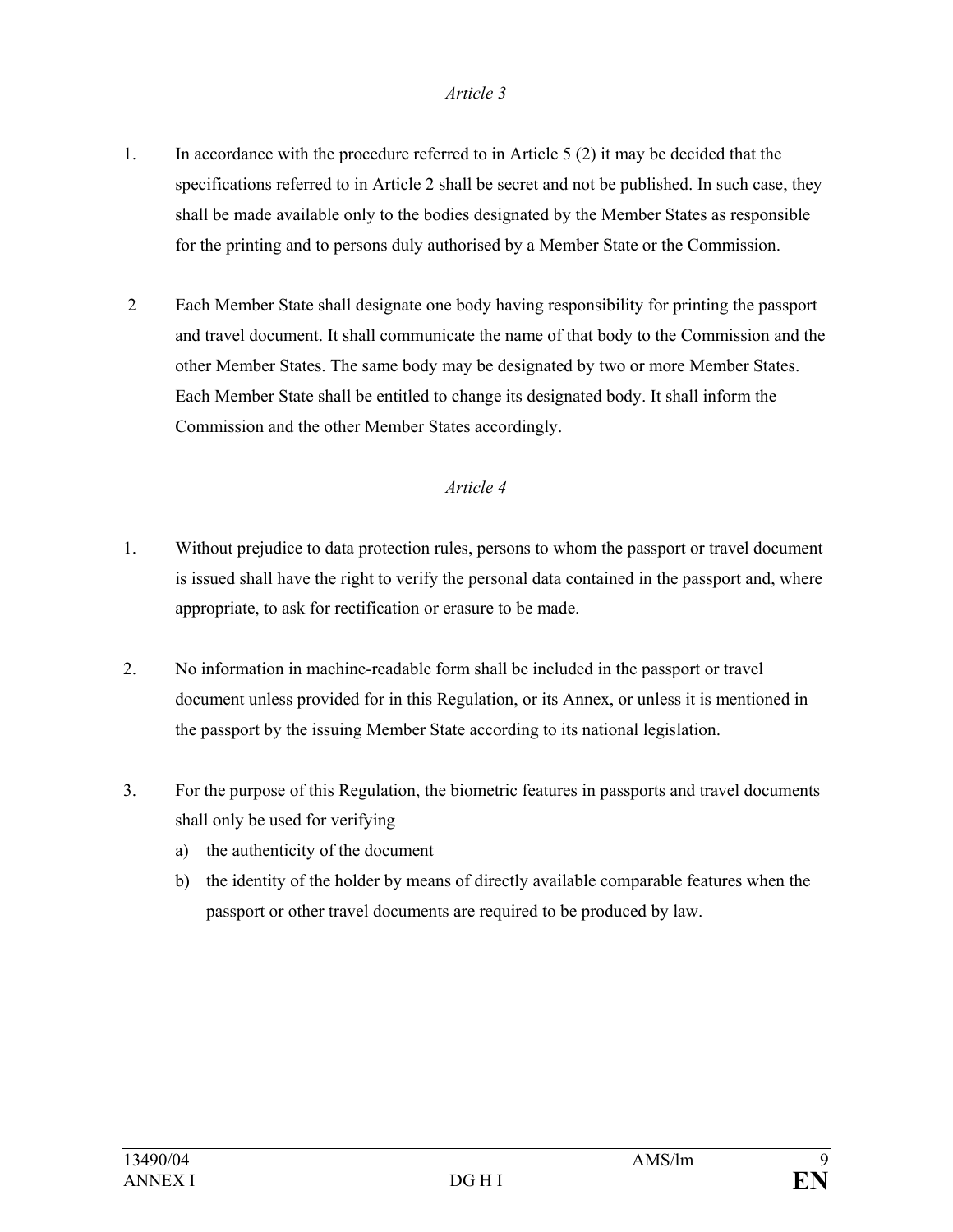*Article 3*

1. In accordance with the procedure referred to in Article 5 (2) it may be decided that the specifications referred to in Article 2 shall be secret and not be published. In such case, they shall be made available only to the bodies designated by the Member States as responsible for the printing and to persons duly authorised by a Member State or the Commission.

2 Each Member State shall designate one body having responsibility for printing the passport and travel document. It shall communicate the name of that body to the Commission and the other Member States. The same body may be designated by two or more Member States. Each Member State shall be entitled to change its designated body. It shall inform the Commission and the other Member States accordingly.

*Article 4*

1. Without prejudice to data protection rules, persons to whom the passport or travel document is issued shall have the right to verify the personal data contained in the passport and, where appropriate, to ask for rectification or erasure to be made.

2. No information in machine-readable form shall be included in the passport or travel document unless provided for in this Regulation, or its Annex, or unless it is mentioned in the passport by the issuing Member State according to its national legislation.

3. For the purpose of this Regulation, the biometric features in passports and travel documents shall only be used for verifying
   a) the authenticity of the document
   b) the identity of the holder by means of directly available comparable features when the passport or other travel documents are required to be produced by law.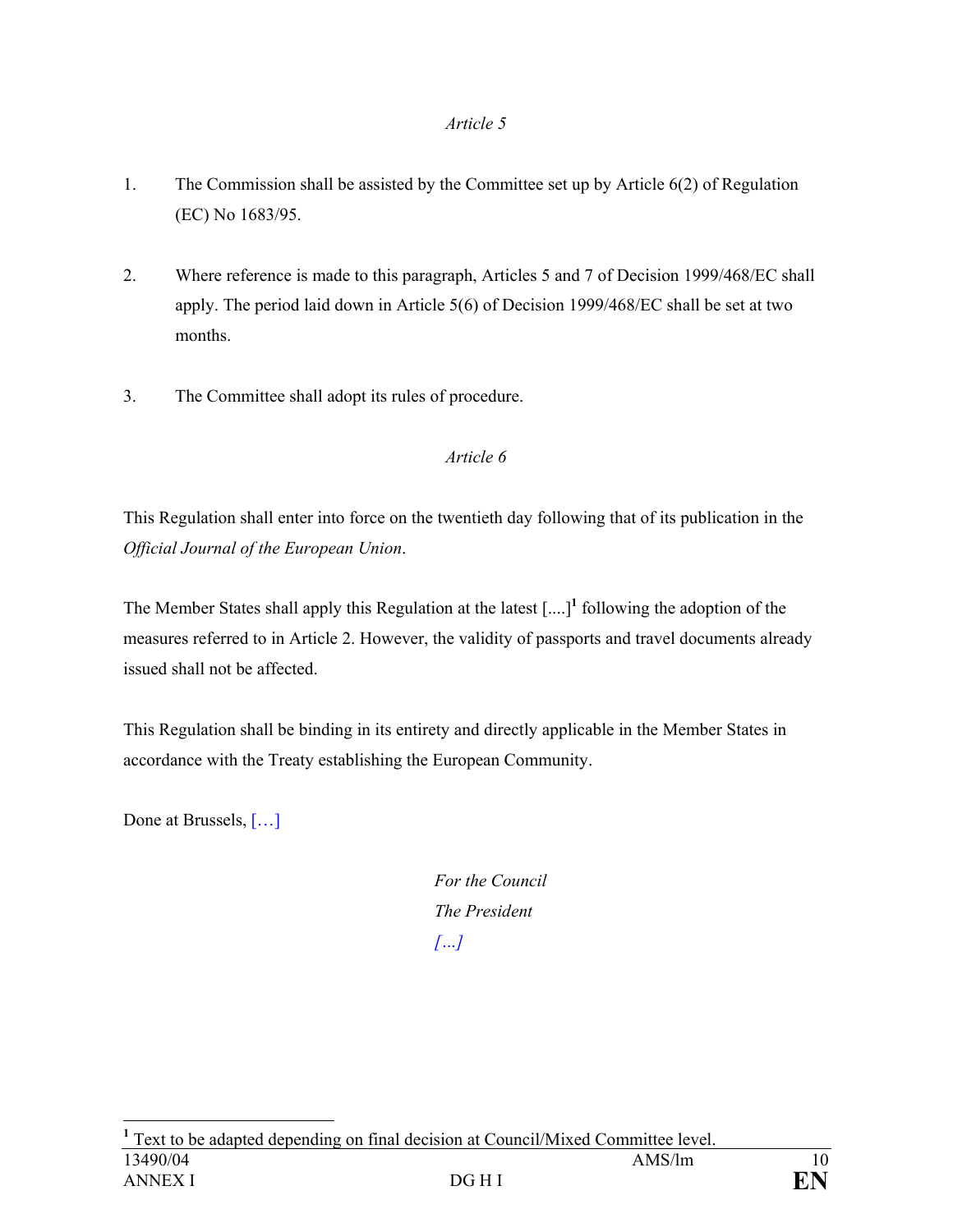*Article 5*

1. The Commission shall be assisted by the Committee set up by Article 6(2) of Regulation (EC) No 1683/95.

2. Where reference is made to this paragraph, Articles 5 and 7 of Decision 1999/468/EC shall apply. The period laid down in Article 5(6) of Decision 1999/468/EC shall be set at two months.

3. The Committee shall adopt its rules of procedure.

*Article 6*

This Regulation shall enter into force on the twentieth day following that of its publication in the *Official Journal of the European Union*.

The Member States shall apply this Regulation at the latest [....][1] following the adoption of the measures referred to in Article 2. However, the validity of passports and travel documents already issued shall not be affected.

This Regulation shall be binding in its entirety and directly applicable in the Member States in accordance with the Treaty establishing the European Community.

Done at Brussels, […]

*For the Council*
*The President*
*[…]*

---

[1] Text to be adapted depending on final decision at Council/Mixed Committee level.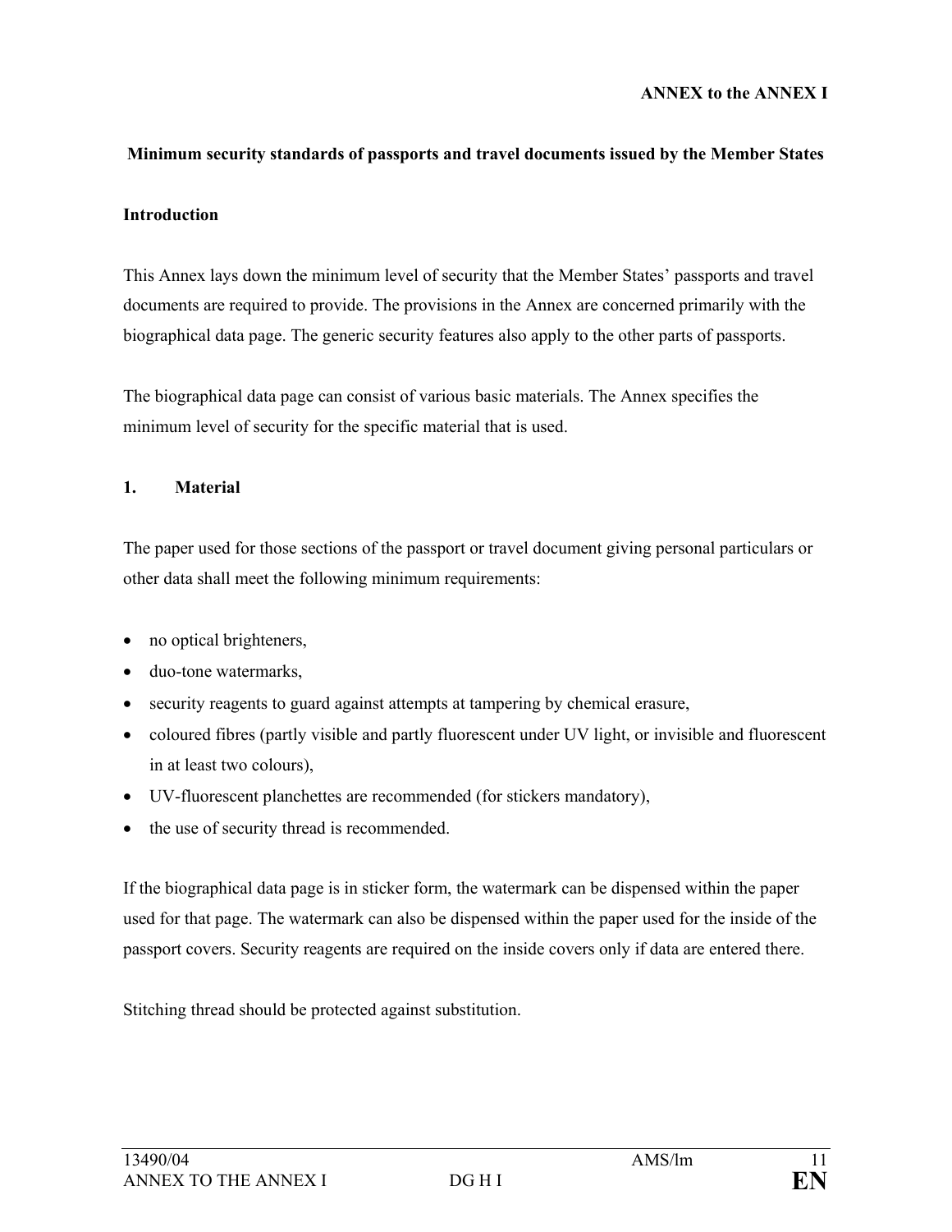**ANNEX to the ANNEX I**

## Minimum security standards of passports and travel documents issued by the Member States

### Introduction

This Annex lays down the minimum level of security that the Member States' passports and travel documents are required to provide. The provisions in the Annex are concerned primarily with the biographical data page. The generic security features also apply to the other parts of passports.

The biographical data page can consist of various basic materials. The Annex specifies the minimum level of security for the specific material that is used.

### 1. Material

The paper used for those sections of the passport or travel document giving personal particulars or other data shall meet the following minimum requirements:

- no optical brighteners,
- duo-tone watermarks,
- security reagents to guard against attempts at tampering by chemical erasure,
- coloured fibres (partly visible and partly fluorescent under UV light, or invisible and fluorescent in at least two colours),
- UV-fluorescent planchettes are recommended (for stickers mandatory),
- the use of security thread is recommended.

If the biographical data page is in sticker form, the watermark can be dispensed within the paper used for that page. The watermark can also be dispensed within the paper used for the inside of the passport covers. Security reagents are required on the inside covers only if data are entered there.

Stitching thread should be protected against substitution.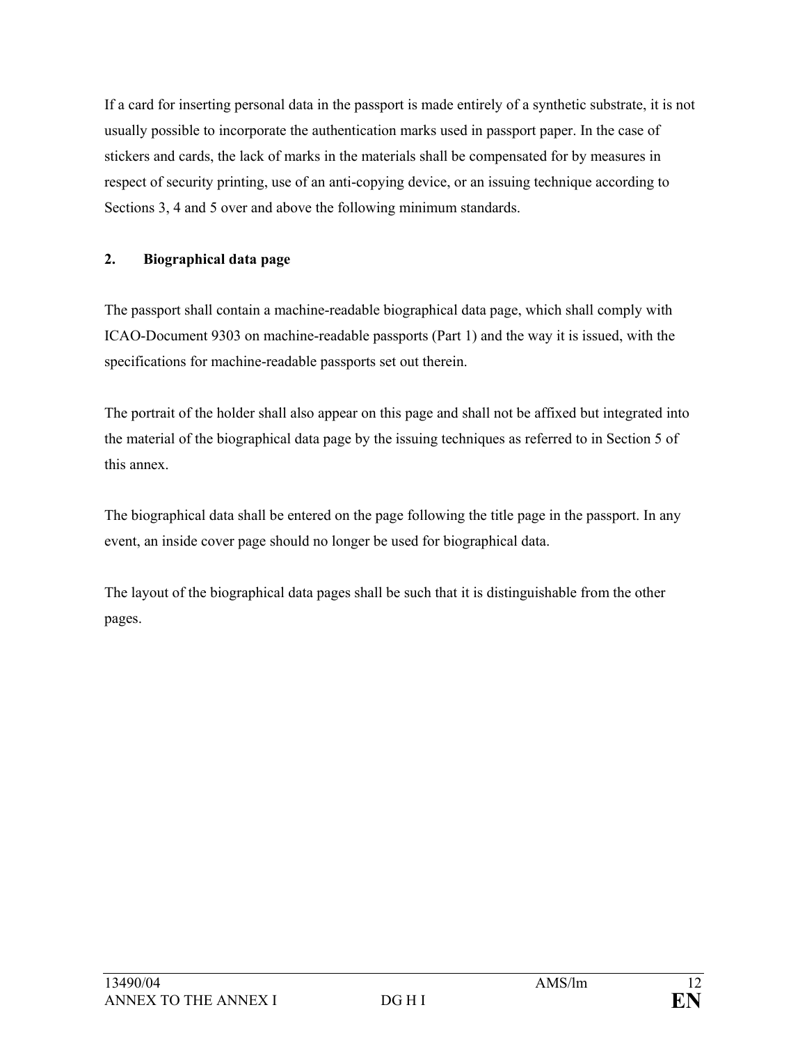If a card for inserting personal data in the passport is made entirely of a synthetic substrate, it is not usually possible to incorporate the authentication marks used in passport paper. In the case of stickers and cards, the lack of marks in the materials shall be compensated for by measures in respect of security printing, use of an anti-copying device, or an issuing technique according to Sections 3, 4 and 5 over and above the following minimum standards.

## 2. Biographical data page

The passport shall contain a machine-readable biographical data page, which shall comply with ICAO-Document 9303 on machine-readable passports (Part 1) and the way it is issued, with the specifications for machine-readable passports set out therein.

The portrait of the holder shall also appear on this page and shall not be affixed but integrated into the material of the biographical data page by the issuing techniques as referred to in Section 5 of this annex.

The biographical data shall be entered on the page following the title page in the passport. In any event, an inside cover page should no longer be used for biographical data.

The layout of the biographical data pages shall be such that it is distinguishable from the other pages.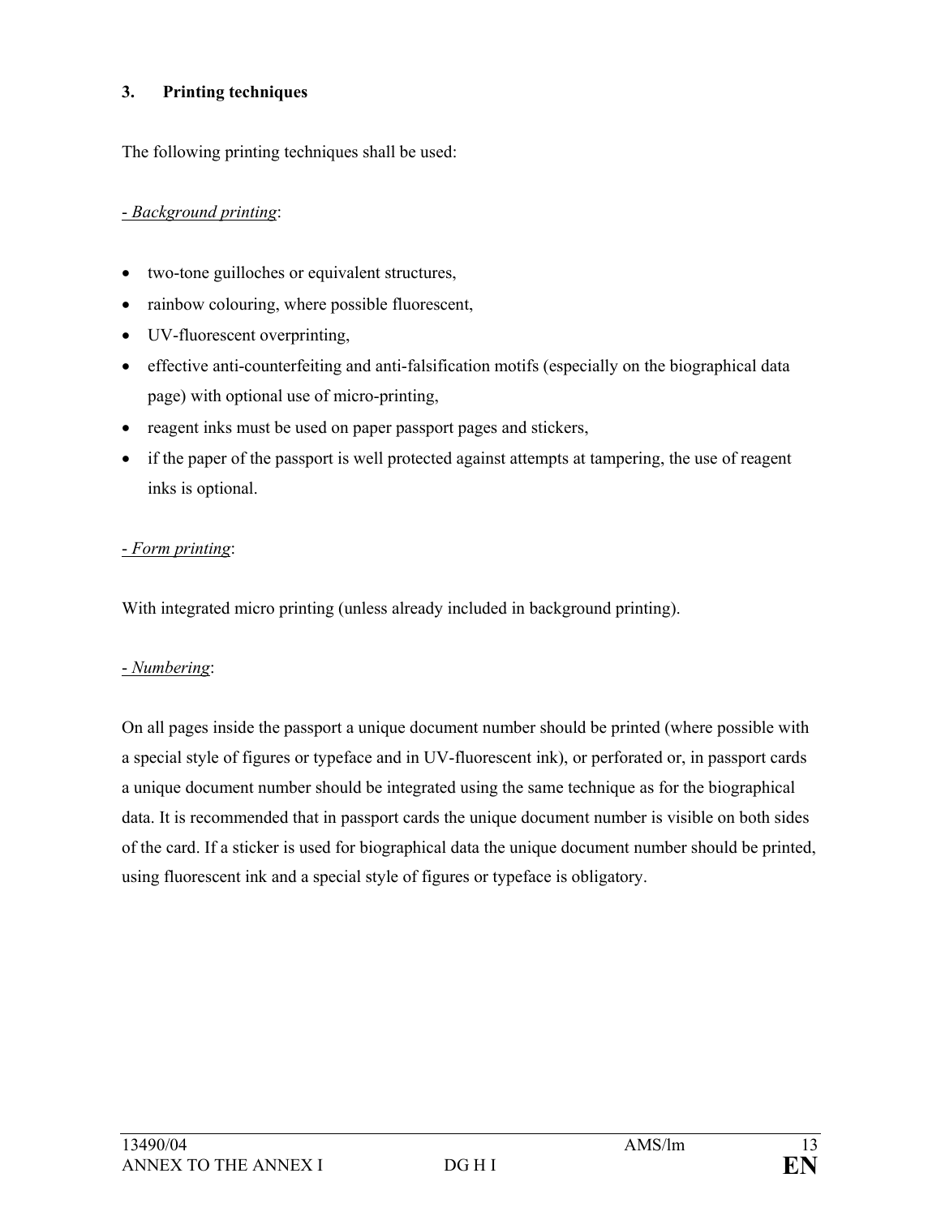## 3. Printing techniques

The following printing techniques shall be used:

*- Background printing*:

- two-tone guilloches or equivalent structures,
- rainbow colouring, where possible fluorescent,
- UV-fluorescent overprinting,
- effective anti-counterfeiting and anti-falsification motifs (especially on the biographical data page) with optional use of micro-printing,
- reagent inks must be used on paper passport pages and stickers,
- if the paper of the passport is well protected against attempts at tampering, the use of reagent inks is optional.

*- Form printing*:

With integrated micro printing (unless already included in background printing).

*- Numbering*:

On all pages inside the passport a unique document number should be printed (where possible with a special style of figures or typeface and in UV-fluorescent ink), or perforated or, in passport cards a unique document number should be integrated using the same technique as for the biographical data. It is recommended that in passport cards the unique document number is visible on both sides of the card. If a sticker is used for biographical data the unique document number should be printed, using fluorescent ink and a special style of figures or typeface is obligatory.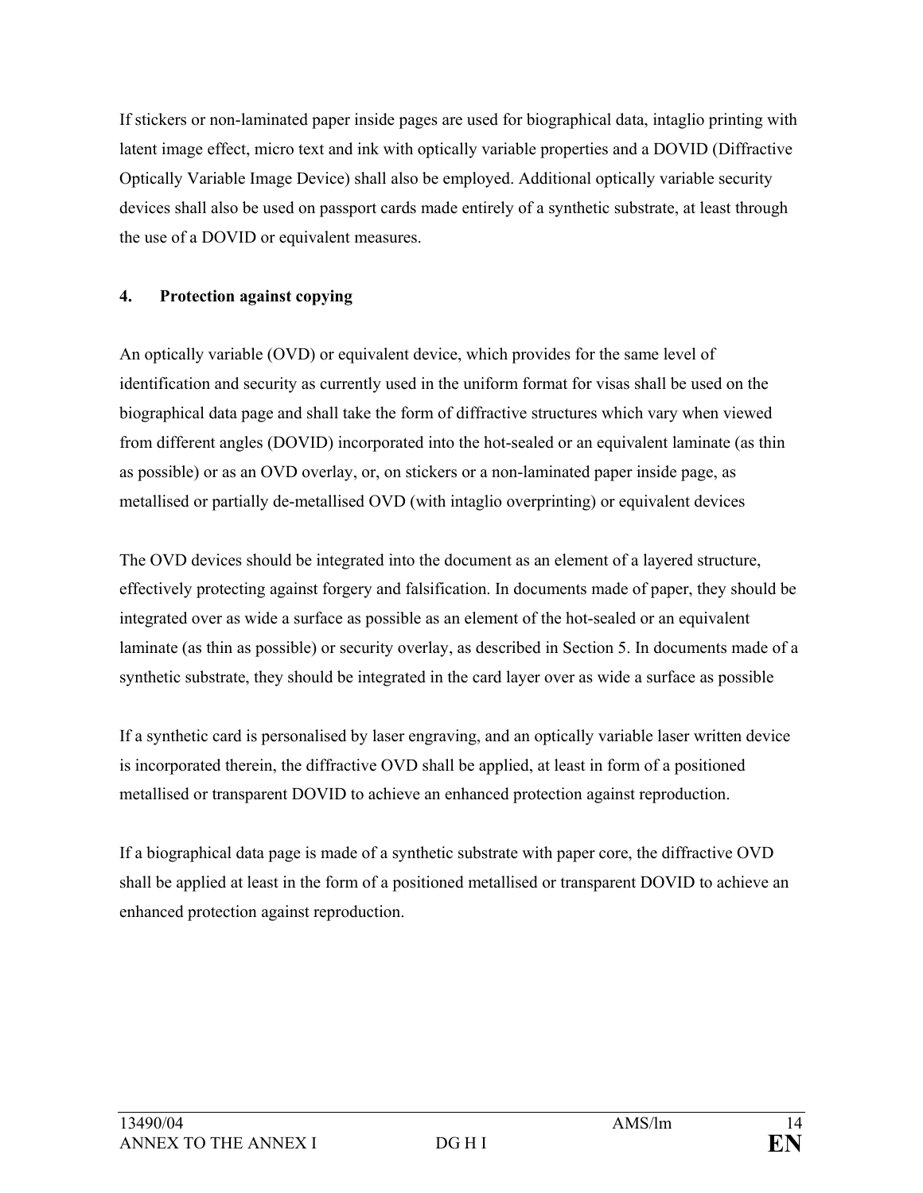If stickers or non-laminated paper inside pages are used for biographical data, intaglio printing with latent image effect, micro text and ink with optically variable properties and a DOVID (Diffractive Optically Variable Image Device) shall also be employed. Additional optically variable security devices shall also be used on passport cards made entirely of a synthetic substrate, at least through the use of a DOVID or equivalent measures.

**4. Protection against copying**

An optically variable (OVD) or equivalent device, which provides for the same level of identification and security as currently used in the uniform format for visas shall be used on the biographical data page and shall take the form of diffractive structures which vary when viewed from different angles (DOVID) incorporated into the hot-sealed or an equivalent laminate (as thin as possible) or as an OVD overlay, or, on stickers or a non-laminated paper inside page, as metallised or partially de-metallised OVD (with intaglio overprinting) or equivalent devices

The OVD devices should be integrated into the document as an element of a layered structure, effectively protecting against forgery and falsification. In documents made of paper, they should be integrated over as wide a surface as possible as an element of the hot-sealed or an equivalent laminate (as thin as possible) or security overlay, as described in Section 5. In documents made of a synthetic substrate, they should be integrated in the card layer over as wide a surface as possible

If a synthetic card is personalised by laser engraving, and an optically variable laser written device is incorporated therein, the diffractive OVD shall be applied, at least in form of a positioned metallised or transparent DOVID to achieve an enhanced protection against reproduction.

If a biographical data page is made of a synthetic substrate with paper core, the diffractive OVD shall be applied at least in the form of a positioned metallised or transparent DOVID to achieve an enhanced protection against reproduction.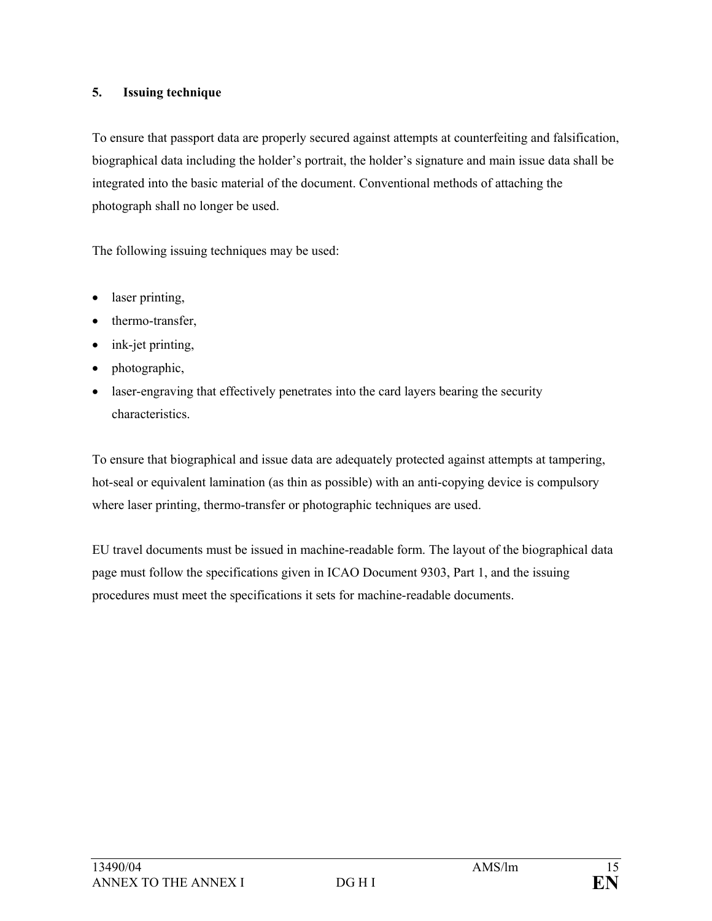**5. Issuing technique**

To ensure that passport data are properly secured against attempts at counterfeiting and falsification, biographical data including the holder's portrait, the holder's signature and main issue data shall be integrated into the basic material of the document. Conventional methods of attaching the photograph shall no longer be used.

The following issuing techniques may be used:

- laser printing,
- thermo-transfer,
- ink-jet printing,
- photographic,
- laser-engraving that effectively penetrates into the card layers bearing the security characteristics.

To ensure that biographical and issue data are adequately protected against attempts at tampering, hot-seal or equivalent lamination (as thin as possible) with an anti-copying device is compulsory where laser printing, thermo-transfer or photographic techniques are used.

EU travel documents must be issued in machine-readable form. The layout of the biographical data page must follow the specifications given in ICAO Document 9303, Part 1, and the issuing procedures must meet the specifications it sets for machine-readable documents.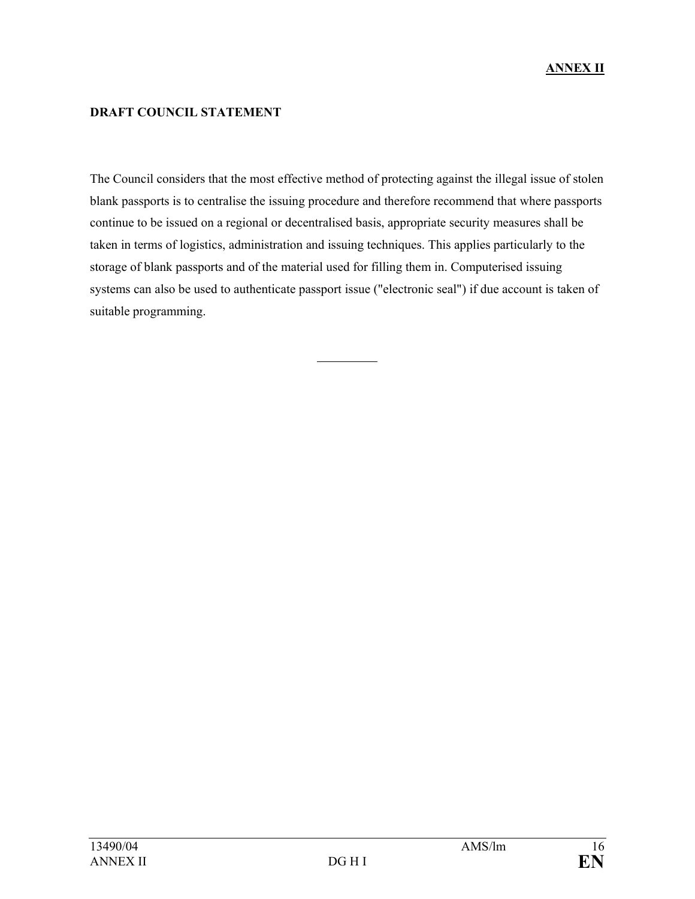**ANNEX II**

**DRAFT COUNCIL STATEMENT**

The Council considers that the most effective method of protecting against the illegal issue of stolen blank passports is to centralise the issuing procedure and therefore recommend that where passports continue to be issued on a regional or decentralised basis, appropriate security measures shall be taken in terms of logistics, administration and issuing techniques. This applies particularly to the storage of blank passports and of the material used for filling them in. Computerised issuing systems can also be used to authenticate passport issue ("electronic seal") if due account is taken of suitable programming.

---